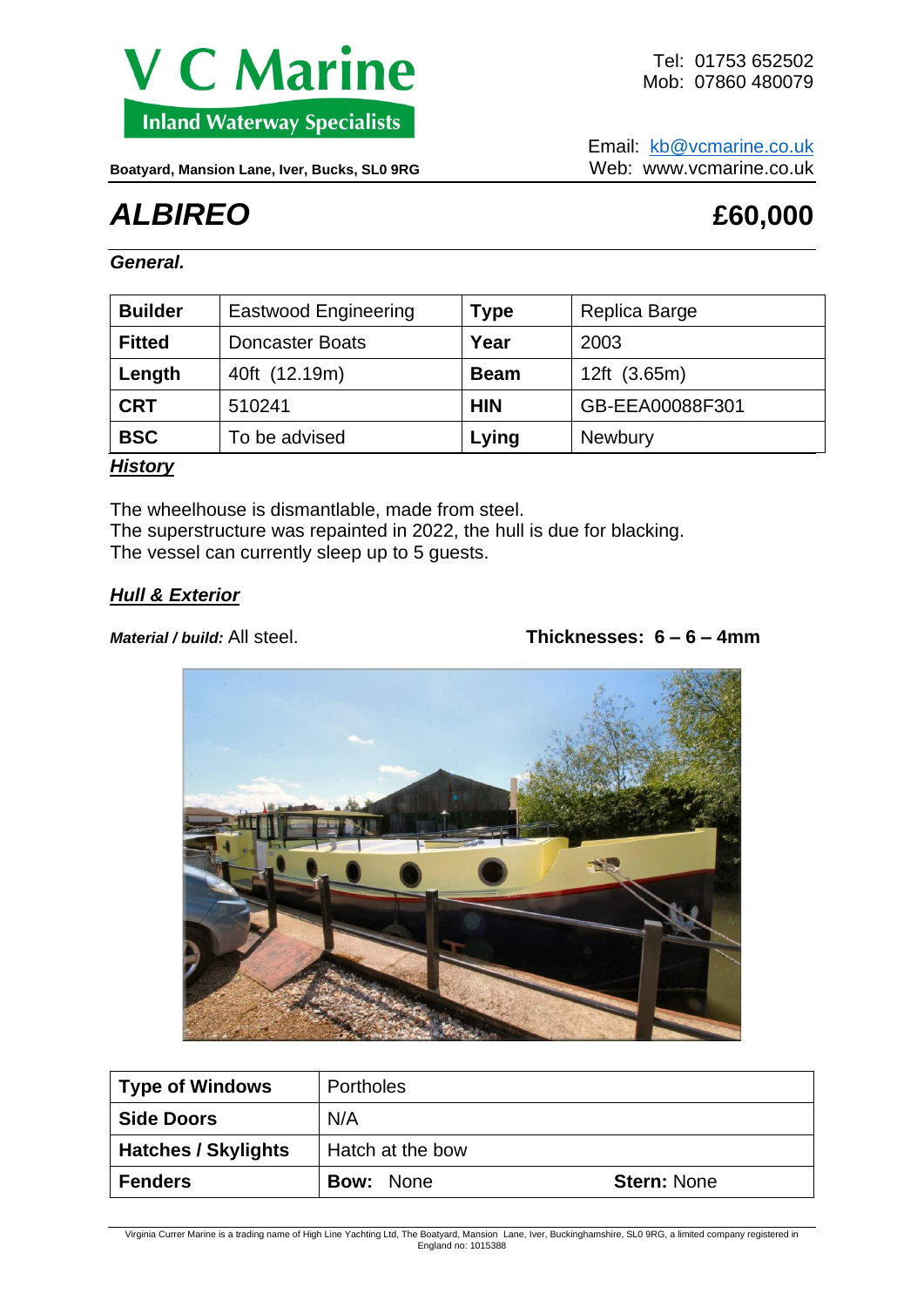# V C Marine
**Inland Waterway Specialists**

**Boatyard, Mansion Lane, Iver, Bucks, SL0 9RG**

Tel: 01753 652502
Mob: 07860 480079

Email: kb@vcmarine.co.uk
Web: www.vcmarine.co.uk

# *ALBIREO* — £60,000

***General.***

| **Builder** | Eastwood Engineering | **Type** | Replica Barge |
|---|---|---|---|
| **Fitted** | Doncaster Boats | **Year** | 2003 |
| **Length** | 40ft (12.19m) | **Beam** | 12ft (3.65m) |
| **CRT** | 510241 | **HIN** | GB-EEA00088F301 |
| **BSC** | To be advised | **Lying** | Newbury |

## ***History***

The wheelhouse is dismantlable, made from steel.
The superstructure was repainted in 2022, the hull is due for blacking.
The vessel can currently sleep up to 5 guests.

## ***Hull & Exterior***

***Material / build:*** All steel.

**Thicknesses: 6 – 6 – 4mm**

| **Type of Windows** | Portholes | |
|---|---|---|
| **Side Doors** | N/A | |
| **Hatches / Skylights** | Hatch at the bow | |
| **Fenders** | **Bow:** None | **Stern:** None |

Virginia Currer Marine is a trading name of High Line Yachting Ltd, The Boatyard, Mansion Lane, Iver, Buckinghamshire, SL0 9RG, a limited company registered in England no: 1015388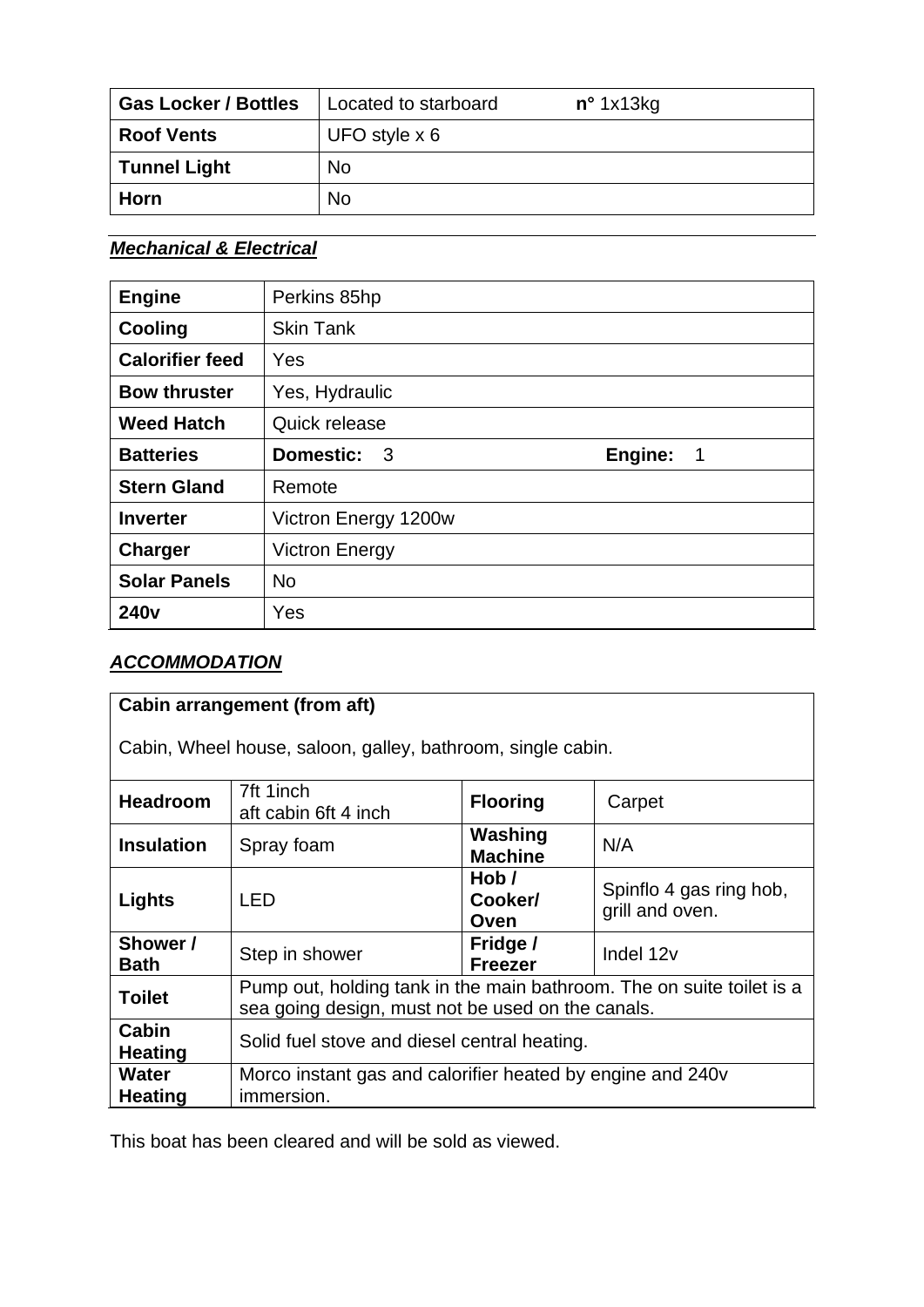| Gas Locker / Bottles | Located to starboard **n°** 1x13kg |
|---|---|
| **Roof Vents** | UFO style x 6 |
| **Tunnel Light** | No |
| **Horn** | No |

***Mechanical & Electrical***

| Engine | Perkins 85hp |
|---|---|
| **Cooling** | Skin Tank |
| **Calorifier feed** | Yes |
| **Bow thruster** | Yes, Hydraulic |
| **Weed Hatch** | Quick release |
| **Batteries** | **Domestic:** 3 **Engine:** 1 |
| **Stern Gland** | Remote |
| **Inverter** | Victron Energy 1200w |
| **Charger** | Victron Energy |
| **Solar Panels** | No |
| **240v** | Yes |

***ACCOMMODATION***

| Cabin arrangement (from aft)<br><br>Cabin, Wheel house, saloon, galley, bathroom, single cabin. | | | |
|---|---|---|---|
| **Headroom** | 7ft 1inch<br>aft cabin 6ft 4 inch | **Flooring** | Carpet |
| **Insulation** | Spray foam | **Washing Machine** | N/A |
| **Lights** | LED | **Hob / Cooker/ Oven** | Spinflo 4 gas ring hob, grill and oven. |
| **Shower / Bath** | Step in shower | **Fridge / Freezer** | Indel 12v |
| **Toilet** | Pump out, holding tank in the main bathroom. The on suite toilet is a sea going design, must not be used on the canals. | | |
| **Cabin Heating** | Solid fuel stove and diesel central heating. | | |
| **Water Heating** | Morco instant gas and calorifier heated by engine and 240v immersion. | | |

This boat has been cleared and will be sold as viewed.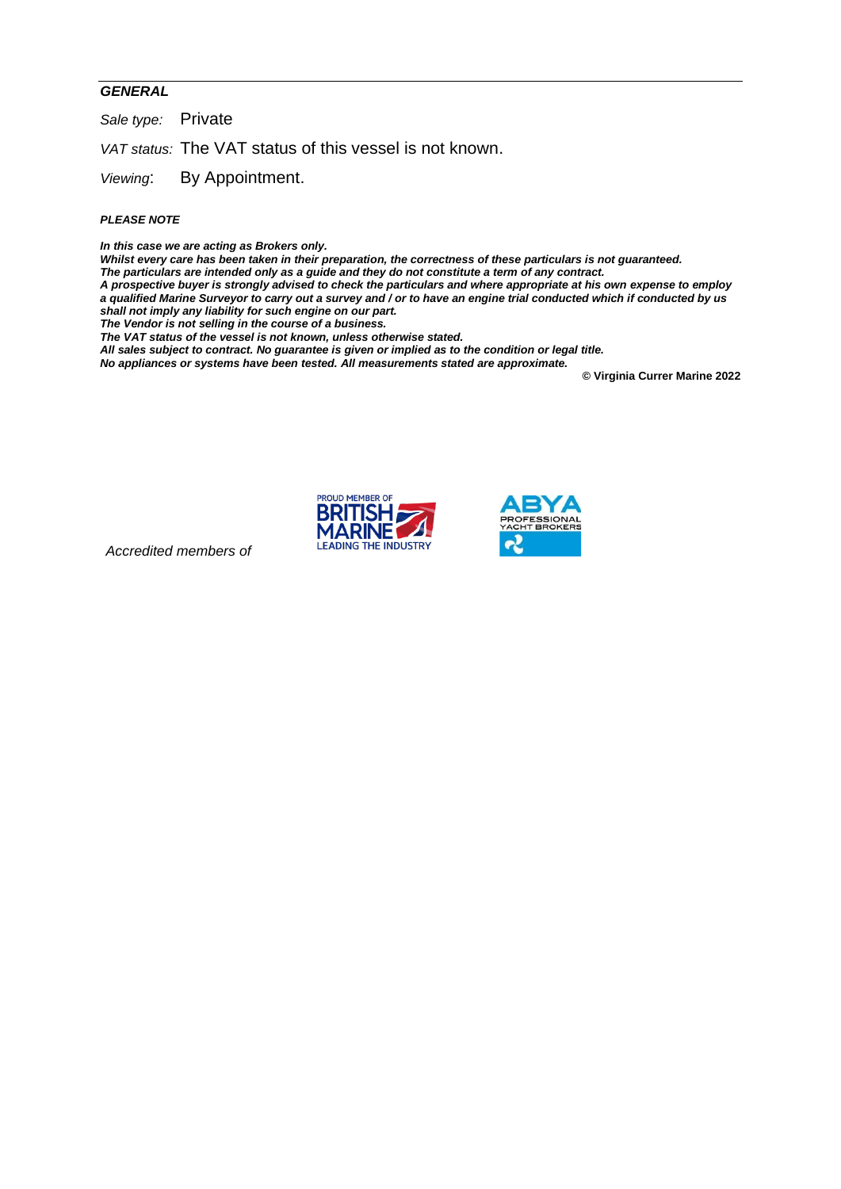### *GENERAL*

*Sale type:* Private

*VAT status:* The VAT status of this vessel is not known.

*Viewing*: By Appointment.

***PLEASE NOTE***

***In this case we are acting as Brokers only.***
***Whilst every care has been taken in their preparation, the correctness of these particulars is not guaranteed.***
***The particulars are intended only as a guide and they do not constitute a term of any contract.***
***A prospective buyer is strongly advised to check the particulars and where appropriate at his own expense to employ a qualified Marine Surveyor to carry out a survey and / or to have an engine trial conducted which if conducted by us shall not imply any liability for such engine on our part.***
***The Vendor is not selling in the course of a business.***
***The VAT status of the vessel is not known, unless otherwise stated.***
***All sales subject to contract. No guarantee is given or implied as to the condition or legal title.***
***No appliances or systems have been tested. All measurements stated are approximate.***

**© Virginia Currer Marine 2022**

*Accredited members of*

PROUD MEMBER OF BRITISH MARINE LEADING THE INDUSTRY

ABYA PROFESSIONAL YACHT BROKERS